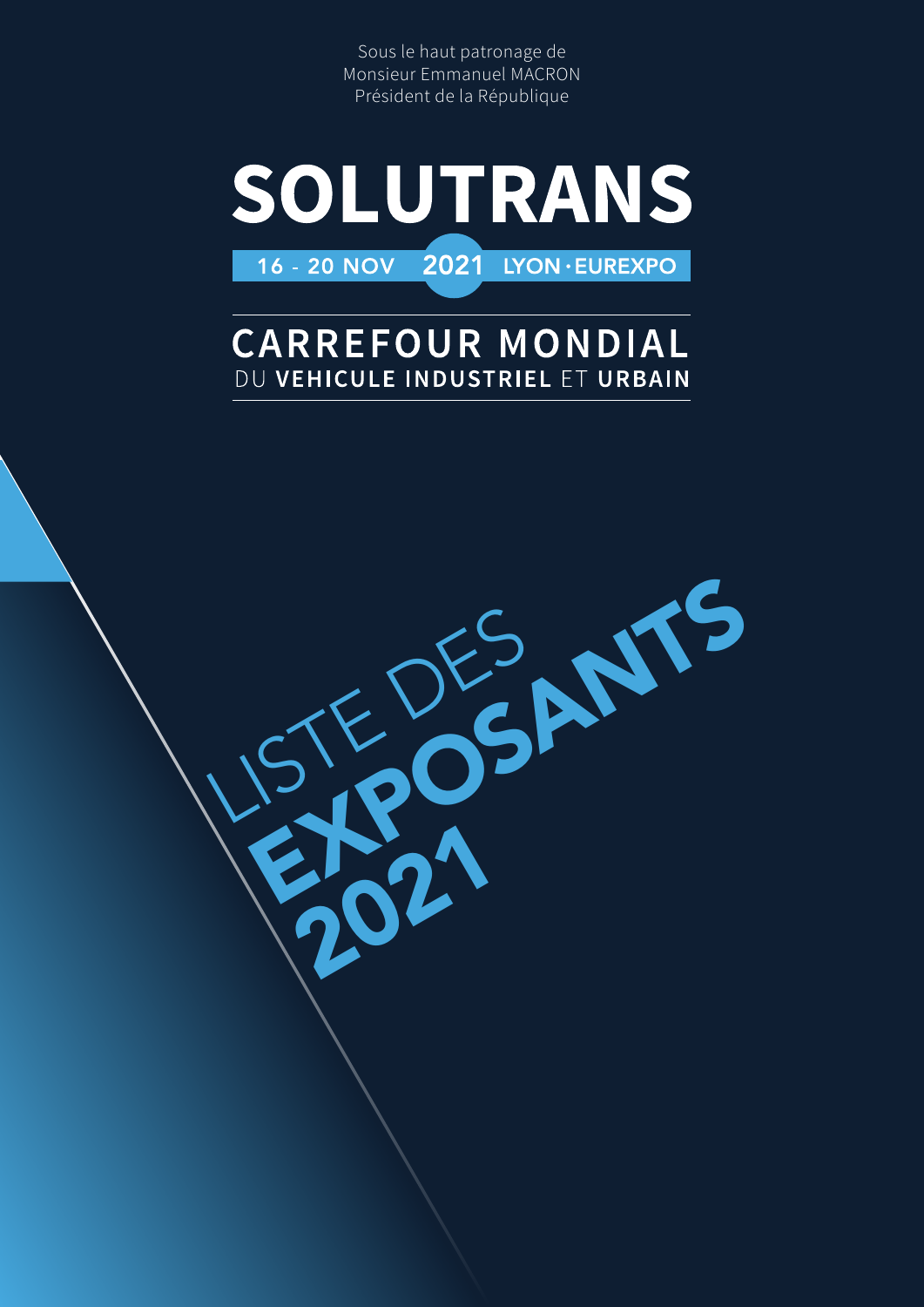Sous le haut patronage de
Monsieur Emmanuel MACRON
Président de la République

# SOLUTRANS

**16 - 20 NOV 2021 LYON · EUREXPO**

## CARREFOUR MONDIAL
DU **VEHICULE INDUSTRIEL** ET **URBAIN**

# LISTE DES **EXPOSANTS 2021**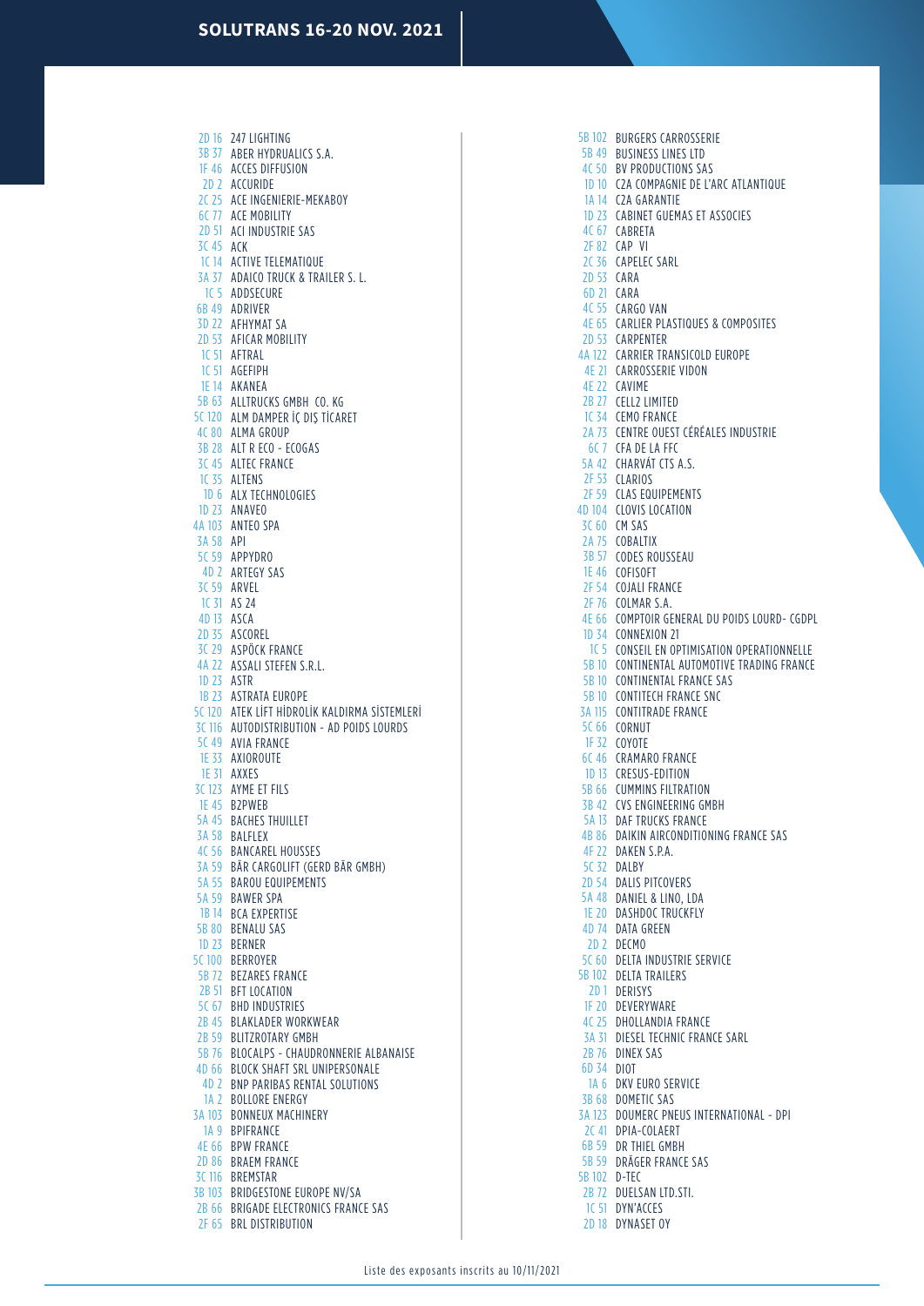2D 16 247 LIGHTING
3B 37 ABER HYDRUALICS S.A.
1F 46 ACCES DIFFUSION
2D 2 ACCURIDE
2C 25 ACE INGENIERIE-MEKABOY
6C 77 ACE MOBILITY
2D 51 ACI INDUSTRIE SAS
3C 45 ACK
1C 14 ACTIVE TELEMATIQUE
3A 37 ADAICO TRUCK & TRAILER S. L.
1C 5 ADDSECURE
6B 49 ADRIVER
3D 22 AFHYMAT SA
2D 53 AFICAR MOBILITY
1C 51 AFTRAL
1C 51 AGEFIPH
1E 14 AKANEA
5B 63 ALLTRUCKS GMBH CO. KG
5C 120 ALM DAMPER İÇ DIŞ TİCARET
4C 80 ALMA GROUP
3B 28 ALT R ECO - ECOGAS
3C 45 ALTEC FRANCE
1C 35 ALTENS
1D 6 ALX TECHNOLOGIES
1D 23 ANAVEO
4A 103 ANTEO SPA
3A 58 API
5C 59 APPYDRO
4D 2 ARTEGY SAS
3C 59 ARVEL
1C 31 AS 24
4D 13 ASCA
2D 35 ASCOREL
3C 29 ASPÖCK FRANCE
4A 22 ASSALI STEFEN S.R.L.
1D 23 ASTR
1B 23 ASTRATA EUROPE
5C 120 ATEK LİFT HİDROLİK KALDIRMA SİSTEMLERİ
3C 116 AUTODISTRIBUTION - AD POIDS LOURDS
5C 49 AVIA FRANCE
1E 33 AXIOROUTE
1E 31 AXXES
3C 123 AYME ET FILS
1E 45 B2PWEB
5A 45 BACHES THUILLET
3A 58 BALFLEX
4C 56 BANCAREL HOUSSES
3A 59 BÄR CARGOLIFT (GERD BÄR GMBH)
5A 55 BAROU EQUIPEMENTS
5A 59 BAWER SPA
1B 14 BCA EXPERTISE
5B 80 BENALU SAS
1D 23 BERNER
5C 100 BERROYER
5B 72 BEZARES FRANCE
2B 51 BFT LOCATION
5C 67 BHD INDUSTRIES
2B 45 BLAKLADER WORKWEAR
2B 59 BLITZROTARY GMBH
5B 76 BLOCALPS - CHAUDRONNERIE ALBANAISE
4D 66 BLOCK SHAFT SRL UNIPERSONALE
4D 2 BNP PARIBAS RENTAL SOLUTIONS
1A 2 BOLLORE ENERGY
3A 103 BONNEUX MACHINERY
1A 9 BPIFRANCE
4E 66 BPW FRANCE
2D 86 BRAEM FRANCE
3C 116 BREMSTAR
3B 103 BRIDGESTONE EUROPE NV/SA
2B 66 BRIGADE ELECTRONICS FRANCE SAS
2F 65 BRL DISTRIBUTION
5B 102 BURGERS CARROSSERIE
5B 49 BUSINESS LINES LTD
4C 50 BV PRODUCTIONS SAS
1D 10 C2A COMPAGNIE DE L'ARC ATLANTIQUE
1A 14 C2A GARANTIE
1D 23 CABINET GUEMAS ET ASSOCIES
4C 67 CABRETA
2F 82 CAP VI
2C 36 CAPELEC SARL
2D 53 CARA
6D 21 CARA
4C 55 CARGO VAN
4E 65 CARLIER PLASTIQUES & COMPOSITES
2D 53 CARPENTER
4A 122 CARRIER TRANSICOLD EUROPE
4E 21 CARROSSERIE VIDON
4E 22 CAVIME
2B 27 CELL2 LIMITED
1C 34 CEMO FRANCE
2A 73 CENTRE OUEST CÉRÉALES INDUSTRIE
6C 7 CFA DE LA FFC
5A 42 CHARVÁT CTS A.S.
2F 53 CLARIOS
2F 59 CLAS EQUIPEMENTS
4D 104 CLOVIS LOCATION
3C 60 CM SAS
2A 75 COBALTIX
3B 57 CODES ROUSSEAU
1E 46 COFISOFT
2F 54 COJALI FRANCE
2F 76 COLMAR S.A.
4E 66 COMPTOIR GENERAL DU POIDS LOURD- CGDPL
1D 34 CONNEXION 21
1C 5 CONSEIL EN OPTIMISATION OPERATIONNELLE
5B 10 CONTINENTAL AUTOMOTIVE TRADING FRANCE
5B 10 CONTINENTAL FRANCE SAS
5B 10 CONTITECH FRANCE SNC
3A 115 CONTITRADE FRANCE
5C 66 CORNUT
1F 32 COYOTE
6C 46 CRAMARO FRANCE
1D 13 CRESUS-EDITION
5B 66 CUMMINS FILTRATION
3B 42 CVS ENGINEERING GMBH
5A 13 DAF TRUCKS FRANCE
4B 86 DAIKIN AIRCONDITIONING FRANCE SAS
4F 22 DAKEN S.P.A.
5C 32 DALBY
2D 54 DALIS PITCOVERS
5A 48 DANIEL & LINO, LDA
1E 20 DASHDOC TRUCKFLY
4D 74 DATA GREEN
2D 2 DECMO
5C 60 DELTA INDUSTRIE SERVICE
5B 102 DELTA TRAILERS
2D 1 DERISYS
1F 20 DEVERYWARE
4C 25 DHOLLANDIA FRANCE
3A 31 DIESEL TECHNIC FRANCE SARL
2B 76 DINEX SAS
6D 34 DIOT
1A 6 DKV EURO SERVICE
3B 68 DOMETIC SAS
3A 123 DOUMERC PNEUS INTERNATIONAL - DPI
2C 41 DPIA-COLAERT
6B 59 DR THIEL GMBH
5B 59 DRÄGER FRANCE SAS
5B 102 D-TEC
2B 72 DUELSAN LTD.STI.
1C 51 DYN'ACCES
2D 18 DYNASET OY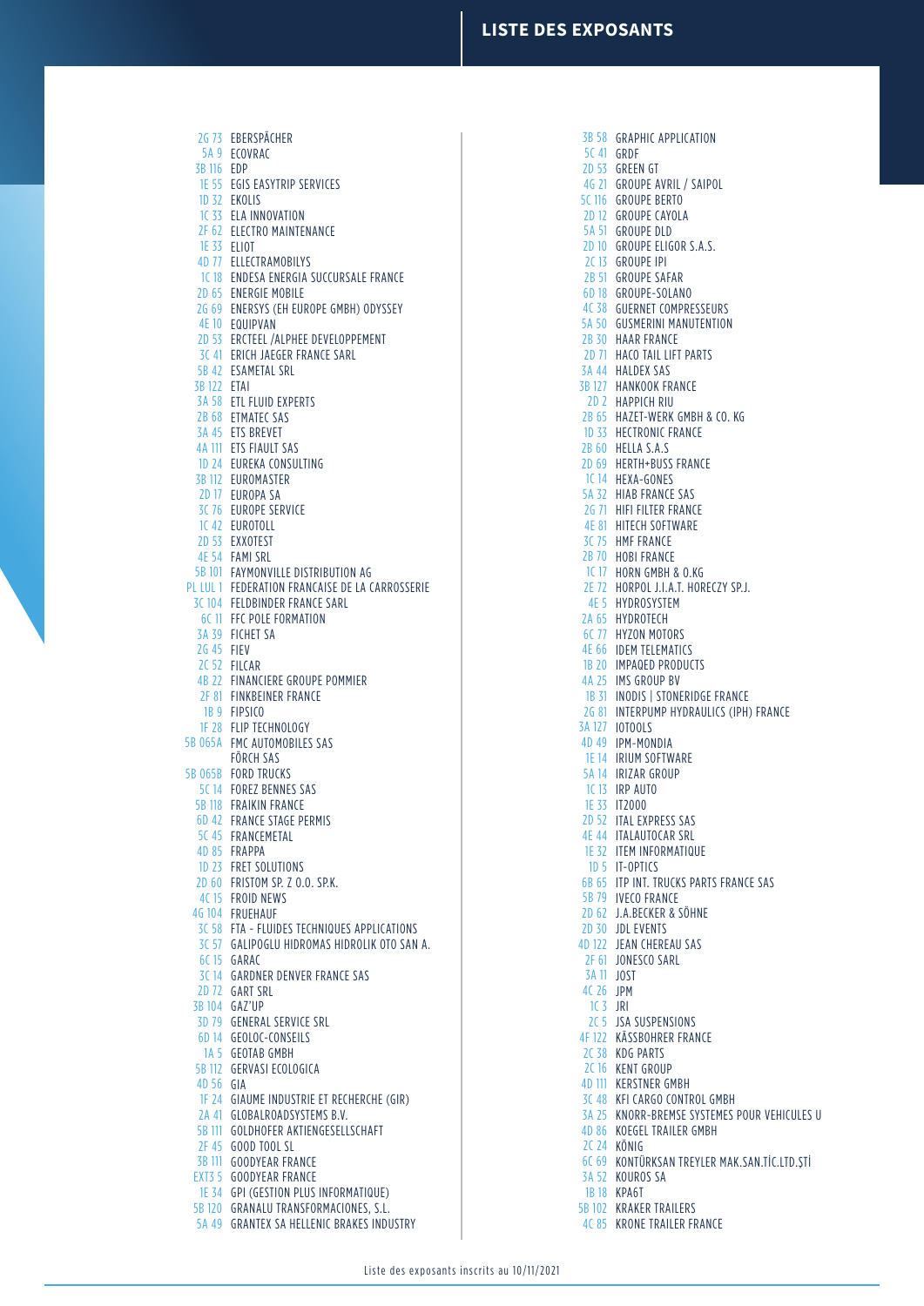# LISTE DES EXPOSANTS

| Stand | Exposant |
|---|---|
| 2G 73 | EBERSPÄCHER |
| 5A 9 | ECOVRAC |
| 3B 116 | EDP |
| 1E 55 | EGIS EASYTRIP SERVICES |
| 1D 32 | EKOLIS |
| 1C 33 | ELA INNOVATION |
| 2F 62 | ELECTRO MAINTENANCE |
| 1E 33 | ELIOT |
| 4D 77 | ELLECTRAMOBILYS |
| 1C 18 | ENDESA ENERGIA SUCCURSALE FRANCE |
| 2D 65 | ENERGIE MOBILE |
| 2G 69 | ENERSYS (EH EUROPE GMBH) ODYSSEY |
| 4E 10 | EQUIPVAN |
| 2D 53 | ERCTEEL /ALPHEE DEVELOPPEMENT |
| 3C 41 | ERICH JAEGER FRANCE SARL |
| 5B 42 | ESAMETAL SRL |
| 3B 122 | ETAI |
| 3A 58 | ETL FLUID EXPERTS |
| 2B 68 | ETMATEC SAS |
| 3A 45 | ETS BREVET |
| 4A 111 | ETS FIAULT SAS |
| 1D 24 | EUREKA CONSULTING |
| 3B 112 | EUROMASTER |
| 2D 17 | EUROPA SA |
| 3C 76 | EUROPE SERVICE |
| 1C 42 | EUROTOLL |
| 2D 53 | EXXOTEST |
| 4E 54 | FAMI SRL |
| 5B 101 | FAYMONVILLE DISTRIBUTION AG |
| PL LUL 1 | FEDERATION FRANCAISE DE LA CARROSSERIE |
| 3C 104 | FELDBINDER FRANCE SARL |
| 6C 11 | FFC POLE FORMATION |
| 3A 39 | FICHET SA |
| 2G 45 | FIEV |
| 2C 52 | FILCAR |
| 4B 22 | FINANCIERE GROUPE POMMIER |
| 2F 81 | FINKBEINER FRANCE |
| 1B 9 | FIPSICO |
| 1F 28 | FLIP TECHNOLOGY |
| 5B 065A | FMC AUTOMOBILES SAS |
| | FÖRCH SAS |
| 5B 065B | FORD TRUCKS |
| 5C 14 | FOREZ BENNES SAS |
| 5B 118 | FRAIKIN FRANCE |
| 6D 42 | FRANCE STAGE PERMIS |
| 5C 45 | FRANCEMETAL |
| 4D 85 | FRAPPA |
| 1D 23 | FRET SOLUTIONS |
| 2D 60 | FRISTOM SP. Z O.O. SP.K. |
| 4C 15 | FROID NEWS |
| 4G 104 | FRUEHAUF |
| 3C 58 | FTA - FLUIDES TECHNIQUES APPLICATIONS |
| 3C 57 | GALIPOGLU HIDROMAS HIDROLIK OTO SAN A. |
| 6C 15 | GARAC |
| 3C 14 | GARDNER DENVER FRANCE SAS |
| 2D 72 | GART SRL |
| 3B 104 | GAZ'UP |
| 3D 79 | GENERAL SERVICE SRL |
| 6D 14 | GEOLOC-CONSEILS |
| 1A 5 | GEOTAB GMBH |
| 5B 112 | GERVASI ECOLOGICA |
| 4D 56 | GIA |
| 1F 24 | GIAUME INDUSTRIE ET RECHERCHE (GIR) |
| 2A 41 | GLOBALROADSYSTEMS B.V. |
| 5B 111 | GOLDHOFER AKTIENGESELLSCHAFT |
| 2F 45 | GOOD TOOL SL |
| 3B 111 | GOODYEAR FRANCE |
| EXT3 5 | GOODYEAR FRANCE |
| 1E 34 | GPI (GESTION PLUS INFORMATIQUE) |
| 5B 120 | GRANALU TRANSFORMACIONES, S.L. |
| 5A 49 | GRANTEX SA HELLENIC BRAKES INDUSTRY |
| 3B 58 | GRAPHIC APPLICATION |
| 5C 41 | GRDF |
| 2D 53 | GREEN GT |
| 4G 21 | GROUPE AVRIL / SAIPOL |
| 5C 116 | GROUPE BERTO |
| 2D 12 | GROUPE CAYOLA |
| 5A 51 | GROUPE DLD |
| 2D 10 | GROUPE ELIGOR S.A.S. |
| 2C 13 | GROUPE IPI |
| 2B 51 | GROUPE SAFAR |
| 6D 18 | GROUPE-SOLANO |
| 4C 38 | GUERNET COMPRESSEURS |
| 5A 50 | GUSMERINI MANUTENTION |
| 2B 30 | HAAR FRANCE |
| 2D 71 | HACO TAIL LIFT PARTS |
| 3A 44 | HALDEX SAS |
| 3B 127 | HANKOOK FRANCE |
| 2D 2 | HAPPICH RIU |
| 2B 65 | HAZET-WERK GMBH & CO. KG |
| 1D 33 | HECTRONIC FRANCE |
| 2B 60 | HELLA S.A.S |
| 2D 69 | HERTH+BUSS FRANCE |
| 1C 14 | HEXA-GONES |
| 5A 32 | HIAB FRANCE SAS |
| 2G 71 | HIFI FILTER FRANCE |
| 4E 81 | HITECH SOFTWARE |
| 3C 75 | HMF FRANCE |
| 2B 70 | HOBI FRANCE |
| 1C 17 | HORN GMBH & O.KG |
| 2E 72 | HORPOL J.I.A.T. HORECZY SP.J. |
| 4E 5 | HYDROSYSTEM |
| 2A 65 | HYDROTECH |
| 6C 77 | HYZON MOTORS |
| 4E 66 | IDEM TELEMATICS |
| 1B 20 | IMPAQED PRODUCTS |
| 4A 25 | IMS GROUP BV |
| 1B 31 | INODIS \| STONERIDGE FRANCE |
| 2G 81 | INTERPUMP HYDRAULICS (IPH) FRANCE |
| 3A 127 | IOTOOLS |
| 4D 49 | IPM-MONDIA |
| 1E 14 | IRIUM SOFTWARE |
| 5A 14 | IRIZAR GROUP |
| 1C 13 | IRP AUTO |
| 1E 33 | IT2000 |
| 2D 52 | ITAL EXPRESS SAS |
| 4E 44 | ITALAUTOCAR SRL |
| 1E 32 | ITEM INFORMATIQUE |
| 1D 5 | IT-OPTICS |
| 6B 65 | ITP INT. TRUCKS PARTS FRANCE SAS |
| 5B 79 | IVECO FRANCE |
| 2D 62 | J.A.BECKER & SÖHNE |
| 2D 30 | JDL EVENTS |
| 4D 122 | JEAN CHEREAU SAS |
| 2F 61 | JONESCO SARL |
| 3A 11 | JOST |
| 4C 26 | JPM |
| 1C 3 | JRI |
| 2C 5 | JSA SUSPENSIONS |
| 4F 122 | KÄSSBOHRER FRANCE |
| 2C 38 | KDG PARTS |
| 2C 16 | KENT GROUP |
| 4D 111 | KERSTNER GMBH |
| 3C 48 | KFI CARGO CONTROL GMBH |
| 3A 25 | KNORR-BREMSE SYSTEMES POUR VEHICULES U |
| 4D 86 | KOEGEL TRAILER GMBH |
| 2C 24 | KÖNIG |
| 6C 69 | KONTÜRKSAN TREYLER MAK.SAN.TİC.LTD.ŞTİ |
| 3A 52 | KOUROS SA |
| 1B 18 | KPA6T |
| 5B 102 | KRAKER TRAILERS |
| 4C 85 | KRONE TRAILER FRANCE |

Liste des exposants inscrits au 10/11/2021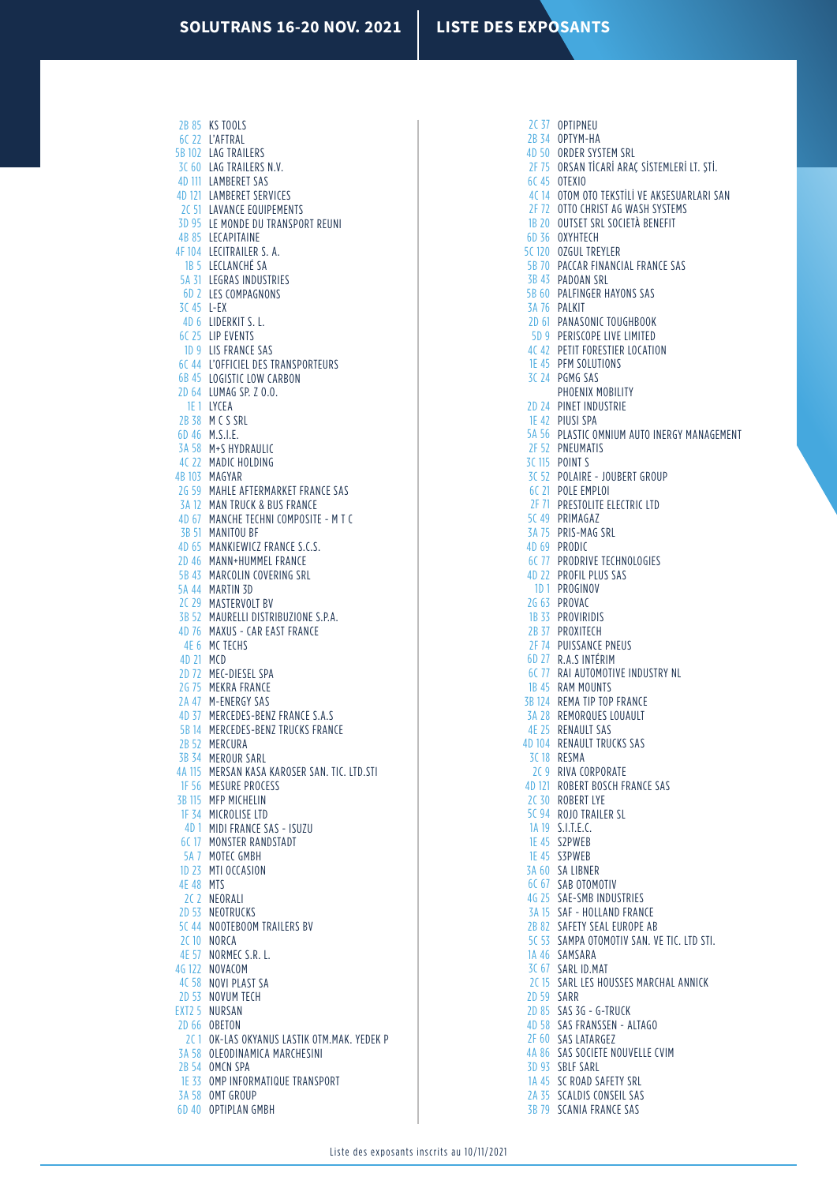# SOLUTRANS 16-20 NOV. 2021 | LISTE DES EXPOSANTS

| Stand | Exposant |
|---|---|
| 2B 85 | KS TOOLS |
| 6C 22 | L'AFTRAL |
| 5B 102 | LAG TRAILERS |
| 3C 60 | LAG TRAILERS N.V. |
| 4D 111 | LAMBERET SAS |
| 4D 121 | LAMBERET SERVICES |
| 2C 51 | LAVANCE EQUIPEMENTS |
| 3D 95 | LE MONDE DU TRANSPORT REUNI |
| 4B 85 | LECAPITAINE |
| 4F 104 | LECITRAILER S. A. |
| 1B 5 | LECLANCHÉ SA |
| 5A 31 | LEGRAS INDUSTRIES |
| 6D 2 | LES COMPAGNONS |
| 3C 45 | L-EX |
| 4D 6 | LIDERKIT S. L. |
| 6C 25 | LIP EVENTS |
| 1D 9 | LIS FRANCE SAS |
| 6C 44 | L'OFFICIEL DES TRANSPORTEURS |
| 6B 45 | LOGISTIC LOW CARBON |
| 2D 64 | LUMAG SP. Z O.O. |
| 1E 1 | LYCEA |
| 2B 38 | M C S SRL |
| 6D 46 | M.S.I.E. |
| 3A 58 | M+S HYDRAULIC |
| 4C 22 | MADIC HOLDING |
| 4B 103 | MAGYAR |
| 2G 59 | MAHLE AFTERMARKET FRANCE SAS |
| 3A 12 | MAN TRUCK & BUS FRANCE |
| 4D 67 | MANCHE TECHNI COMPOSITE - M T C |
| 3B 51 | MANITOU BF |
| 4D 65 | MANKIEWICZ FRANCE S.C.S. |
| 2D 46 | MANN+HUMMEL FRANCE |
| 5B 43 | MARCOLIN COVERING SRL |
| 5A 44 | MARTIN 3D |
| 2C 29 | MASTERVOLT BV |
| 3B 52 | MAURELLI DISTRIBUZIONE S.P.A. |
| 4D 76 | MAXUS - CAR EAST FRANCE |
| 4E 6 | MC TECHS |
| 4D 21 | MCD |
| 2D 72 | MEC-DIESEL SPA |
| 2G 75 | MEKRA FRANCE |
| 2A 47 | M-ENERGY SAS |
| 4D 37 | MERCEDES-BENZ FRANCE S.A.S |
| 5B 14 | MERCEDES-BENZ TRUCKS FRANCE |
| 2B 52 | MERCURA |
| 3B 34 | MEROUR SARL |
| 4A 115 | MERSAN KASA KAROSER SAN. TIC. LTD.STI |
| 1F 56 | MESURE PROCESS |
| 3B 115 | MFP MICHELIN |
| 1F 34 | MICROLISE LTD |
| 4D 1 | MIDI FRANCE SAS - ISUZU |
| 6C 17 | MONSTER RANDSTADT |
| 5A 7 | MOTEC GMBH |
| 1D 23 | MTI OCCASION |
| 4E 48 | MTS |
| 2C 2 | NEORALI |
| 2D 53 | NEOTRUCKS |
| 5C 44 | NOOTEBOOM TRAILERS BV |
| 2C 10 | NORCA |
| 4E 57 | NORMEC S.R. L. |
| 4G 122 | NOVACOM |
| 4C 58 | NOVI PLAST SA |
| 2D 53 | NOVUM TECH |
| EXT2 5 | NURSAN |
| 2D 66 | OBETON |
| 2C 1 | OK-LAS OKYANUS LASTIK OTM.MAK. YEDEK P |
| 3A 58 | OLEODINAMICA MARCHESINI |
| 2B 54 | OMCN SPA |
| 1E 33 | OMP INFORMATIQUE TRANSPORT |
| 3A 58 | OMT GROUP |
| 6D 40 | OPTIPLAN GMBH |
| 2C 37 | OPTIPNEU |
| 2B 34 | OPTYM-HA |
| 4D 50 | ORDER SYSTEM SRL |
| 2F 75 | ORSAN TİCARİ ARAÇ SİSTEMLERİ LT. ŞTİ. |
| 6C 45 | OTEXIO |
| 4C 14 | OTOM OTO TEKSTİLİ VE AKSESUARLARI SAN |
| 2F 72 | OTTO CHRIST AG WASH SYSTEMS |
| 1B 20 | OUTSET SRL SOCIETÀ BENEFIT |
| 6D 36 | OXYHTECH |
| 5C 120 | OZGUL TREYLER |
| 5B 70 | PACCAR FINANCIAL FRANCE SAS |
| 3B 43 | PADOAN SRL |
| 5B 60 | PALFINGER HAYONS SAS |
| 3A 76 | PALKIT |
| 2D 61 | PANASONIC TOUGHBOOK |
| 5D 9 | PERISCOPE LIVE LIMITED |
| 4C 42 | PETIT FORESTIER LOCATION |
| 1E 45 | PFM SOLUTIONS |
| 3C 24 | PGMG SAS |
| | PHOENIX MOBILITY |
| 2D 24 | PINET INDUSTRIE |
| 1E 42 | PIUSI SPA |
| 5A 56 | PLASTIC OMNIUM AUTO INERGY MANAGEMENT |
| 2F 52 | PNEUMATIS |
| 3C 115 | POINT S |
| 3C 52 | POLAIRE - JOUBERT GROUP |
| 6C 21 | POLE EMPLOI |
| 2F 71 | PRESTOLITE ELECTRIC LTD |
| 5C 49 | PRIMAGAZ |
| 3A 75 | PRIS-MAG SRL |
| 4D 69 | PRODIC |
| 6C 77 | PRODRIVE TECHNOLOGIES |
| 4D 22 | PROFIL PLUS SAS |
| 1D 1 | PROGINOV |
| 2G 63 | PROVAC |
| 1B 33 | PROVIRIDIS |
| 2B 37 | PROXITECH |
| 2F 74 | PUISSANCE PNEUS |
| 6D 27 | R.A.S INTÉRIM |
| 6C 77 | RAI AUTOMOTIVE INDUSTRY NL |
| 1B 45 | RAM MOUNTS |
| 3B 124 | REMA TIP TOP FRANCE |
| 3A 28 | REMORQUES LOUAULT |
| 4E 25 | RENAULT SAS |
| 4D 104 | RENAULT TRUCKS SAS |
| 3C 18 | RESMA |
| 2C 9 | RIVA CORPORATE |
| 4D 121 | ROBERT BOSCH FRANCE SAS |
| 2C 30 | ROBERT LYE |
| 5C 94 | ROJO TRAILER SL |
| 1A 19 | S.I.T.E.C. |
| 1E 45 | S2PWEB |
| 1E 45 | S3PWEB |
| 3A 60 | SA LIBNER |
| 6C 67 | SAB OTOMOTIV |
| 4G 25 | SAE-SMB INDUSTRIES |
| 3A 15 | SAF - HOLLAND FRANCE |
| 2B 82 | SAFETY SEAL EUROPE AB |
| 5C 53 | SAMPA OTOMOTIV SAN. VE TIC. LTD STI. |
| 1A 46 | SAMSARA |
| 3C 67 | SARL ID.MAT |
| 2C 15 | SARL LES HOUSSES MARCHAL ANNICK |
| 2D 59 | SARR |
| 2D 85 | SAS 3G - G-TRUCK |
| 4D 58 | SAS FRANSSEN - ALTAGO |
| 2F 60 | SAS LATARGEZ |
| 4A 86 | SAS SOCIETE NOUVELLE CVIM |
| 3D 93 | SBLF SARL |
| 1A 45 | SC ROAD SAFETY SRL |
| 2A 35 | SCALDIS CONSEIL SAS |
| 3B 79 | SCANIA FRANCE SAS |

Liste des exposants inscrits au 10/11/2021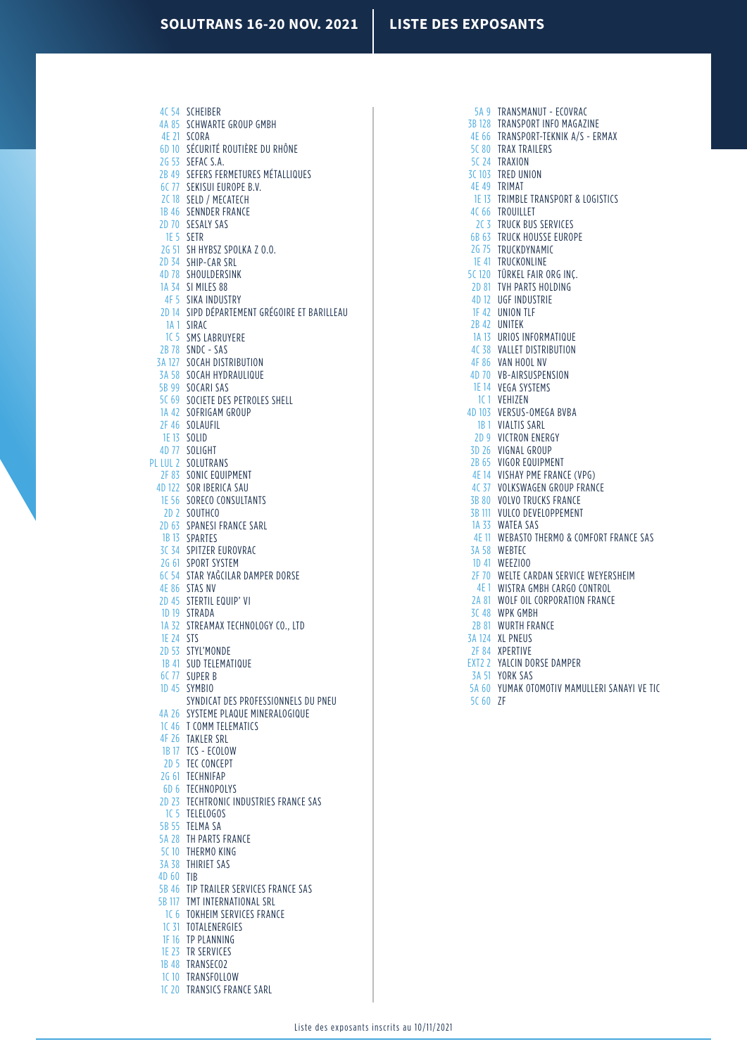# SOLUTRANS 16-20 NOV. 2021 — LISTE DES EXPOSANTS

4C 54 SCHEIBER
4A 85 SCHWARTE GROUP GMBH
4E 21 SCORA
6D 10 SÉCURITÉ ROUTIÈRE DU RHÔNE
2G 53 SEFAC S.A.
2B 49 SEFERS FERMETURES MÉTALLIQUES
6C 77 SEKISUI EUROPE B.V.
2C 18 SELD / MECATECH
1B 46 SENNDER FRANCE
2D 70 SESALY SAS
1E 5 SETR
2G 51 SH HYBSZ SPOLKA Z O.O.
2D 34 SHIP-CAR SRL
4D 78 SHOULDERSINK
1A 34 SI MILES 88
4F 5 SIKA INDUSTRY
2D 14 SIPD DÉPARTEMENT GRÉGOIRE ET BARILLEAU
1A 1 SIRAC
1C 5 SMS LABRUYERE
2B 78 SNDC - SAS
3A 127 SOCAH DISTRIBUTION
3A 58 SOCAH HYDRAULIQUE
5B 99 SOCARI SAS
5C 69 SOCIETE DES PETROLES SHELL
1A 42 SOFRIGAM GROUP
2F 46 SOLAUFIL
1E 13 SOLID
4D 77 SOLIGHT
PL LUL 2 SOLUTRANS
2F 83 SONIC EQUIPMENT
4D 122 SOR IBERICA SAU
1E 56 SORECO CONSULTANTS
2D 2 SOUTHCO
2D 63 SPANESI FRANCE SARL
1B 13 SPARTES
3C 34 SPITZER EUROVRAC
2G 61 SPORT SYSTEM
6C 54 STAR YAĞCILAR DAMPER DORSE
4E 86 STAS NV
2D 45 STERTIL EQUIP' VI
1D 19 STRADA
1A 32 STREAMAX TECHNOLOGY CO., LTD
1E 24 STS
2D 53 STYL'MONDE
1B 41 SUD TELEMATIQUE
6C 77 SUPER B
1D 45 SYMBIO
SYNDICAT DES PROFESSIONNELS DU PNEU
4A 26 SYSTEME PLAQUE MINERALOGIQUE
1C 46 T COMM TELEMATICS
4F 26 TAKLER SRL
1B 17 TCS - ECOLOW
2D 5 TEC CONCEPT
2G 61 TECHNIFAP
6D 6 TECHNOPOLYS
2D 23 TECHTRONIC INDUSTRIES FRANCE SAS
1C 5 TELELOGOS
5B 55 TELMA SA
5A 28 TH PARTS FRANCE
5C 10 THERMO KING
3A 38 THIRIET SAS
4D 60 TIB
5B 46 TIP TRAILER SERVICES FRANCE SAS
5B 117 TMT INTERNATIONAL SRL
1C 6 TOKHEIM SERVICES FRANCE
1C 31 TOTALENERGIES
1F 16 TP PLANNING
1E 23 TR SERVICES
1B 48 TRANSECO2
1C 10 TRANSFOLLOW
1C 20 TRANSICS FRANCE SARL
5A 9 TRANSMANUT - ECOVRAC
3B 128 TRANSPORT INFO MAGAZINE
4E 66 TRANSPORT-TEKNIK A/S - ERMAX
5C 80 TRAX TRAILERS
5C 24 TRAXION
3C 103 TRED UNION
4E 49 TRIMAT
1E 13 TRIMBLE TRANSPORT & LOGISTICS
4C 66 TROUILLET
2C 3 TRUCK BUS SERVICES
6B 63 TRUCK HOUSSE EUROPE
2G 75 TRUCKDYNAMIC
1E 41 TRUCKONLINE
5C 120 TÜRKEL FAIR ORG INÇ.
2D 81 TVH PARTS HOLDING
4D 12 UGF INDUSTRIE
1F 42 UNION TLF
2B 42 UNITEK
1A 13 URIOS INFORMATIQUE
4C 38 VALLET DISTRIBUTION
4F 86 VAN HOOL NV
4D 70 VB-AIRSUSPENSION
1E 14 VEGA SYSTEMS
1C 1 VEHIZEN
4D 103 VERSUS-OMEGA BVBA
1B 1 VIALTIS SARL
2D 9 VICTRON ENERGY
3D 26 VIGNAL GROUP
2B 65 VIGOR EQUIPMENT
4E 14 VISHAY PME FRANCE (VPG)
4C 37 VOLKSWAGEN GROUP FRANCE
3B 80 VOLVO TRUCKS FRANCE
3B 111 VULCO DEVELOPPEMENT
1A 33 WATEA SAS
4E 11 WEBASTO THERMO & COMFORT FRANCE SAS
3A 58 WEBTEC
1D 41 WEEZIOO
2F 70 WELTE CARDAN SERVICE WEYERSHEIM
4E 1 WISTRA GMBH CARGO CONTROL
2A 81 WOLF OIL CORPORATION FRANCE
3C 48 WPK GMBH
2B 81 WURTH FRANCE
3A 124 XL PNEUS
2F 84 XPERTIVE
EXT2 2 YALCIN DORSE DAMPER
3A 51 YORK SAS
5A 60 YUMAK OTOMOTIV MAMULLERI SANAYI VE TIC
5C 60 ZF

Liste des exposants inscrits au 10/11/2021